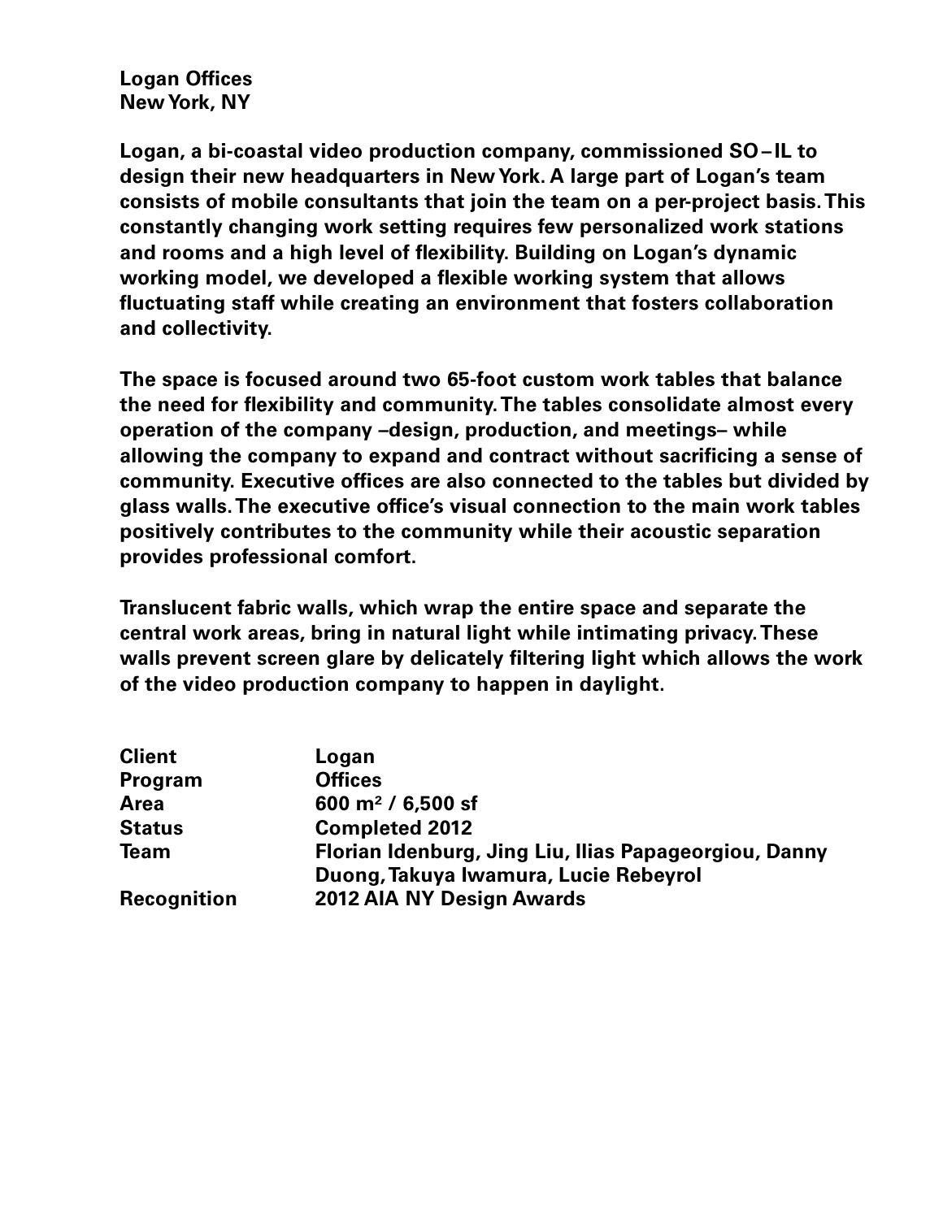# Logan Offices
## New York, NY

**Logan, a bi-coastal video production company, commissioned SO – IL to design their new headquarters in New York. A large part of Logan's team consists of mobile consultants that join the team on a per-project basis. This constantly changing work setting requires few personalized work stations and rooms and a high level of flexibility. Building on Logan's dynamic working model, we developed a flexible working system that allows fluctuating staff while creating an environment that fosters collaboration and collectivity.**

**The space is focused around two 65-foot custom work tables that balance the need for flexibility and community. The tables consolidate almost every operation of the company –design, production, and meetings– while allowing the company to expand and contract without sacrificing a sense of community. Executive offices are also connected to the tables but divided by glass walls. The executive office's visual connection to the main work tables positively contributes to the community while their acoustic separation provides professional comfort.**

**Translucent fabric walls, which wrap the entire space and separate the central work areas, bring in natural light while intimating privacy. These walls prevent screen glare by delicately filtering light which allows the work of the video production company to happen in daylight.**

| | |
|---|---|
| **Client** | **Logan** |
| **Program** | **Offices** |
| **Area** | **600 m$^2$ / 6,500 sf** |
| **Status** | **Completed 2012** |
| **Team** | **Florian Idenburg, Jing Liu, Ilias Papageorgiou, Danny Duong, Takuya Iwamura, Lucie Rebeyrol** |
| **Recognition** | **2012 AIA NY Design Awards** |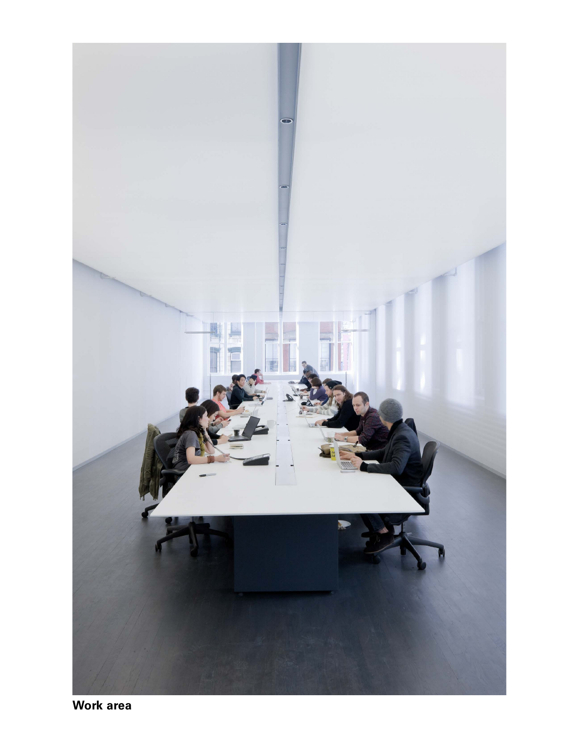**Work area**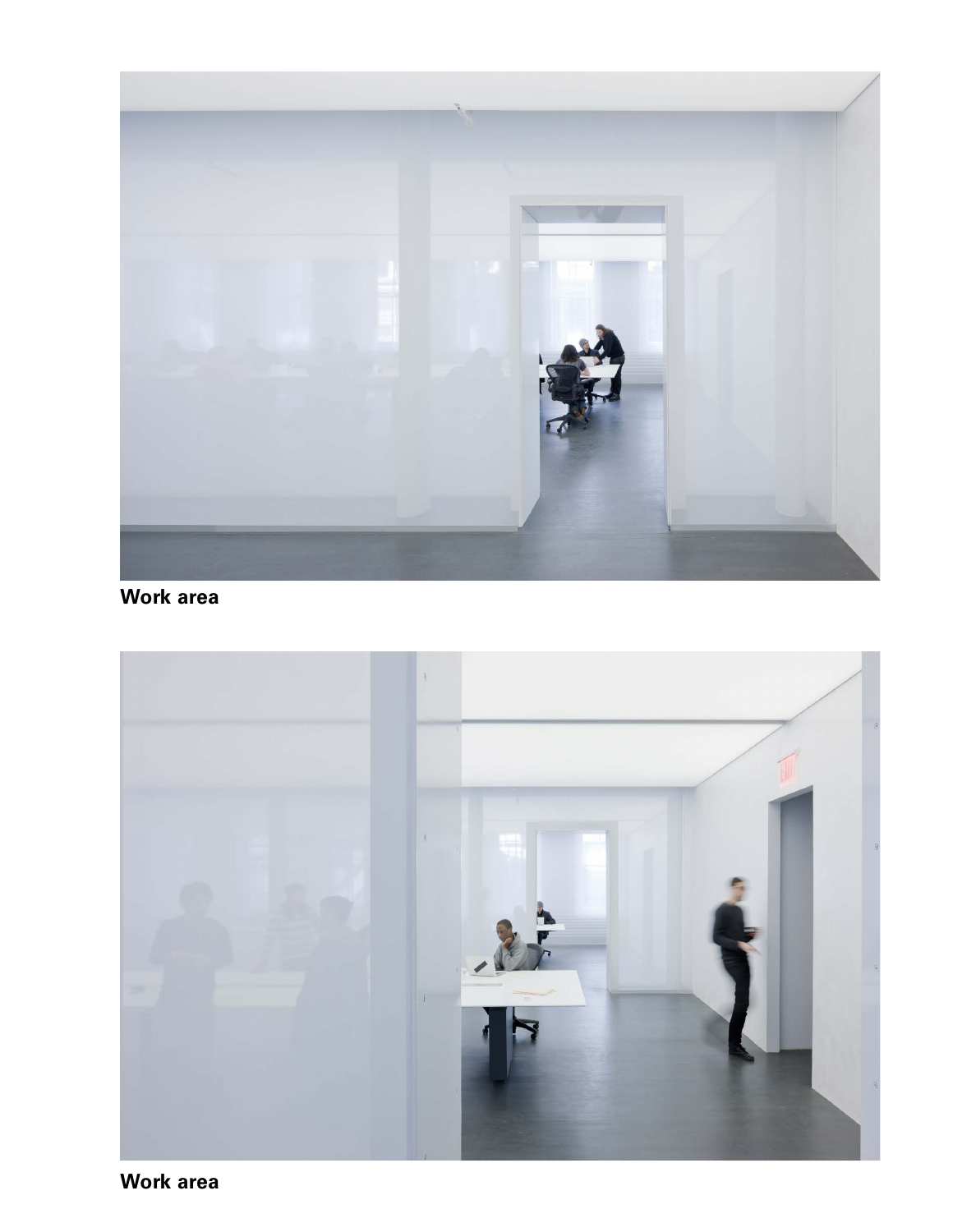**Work area**

**Work area**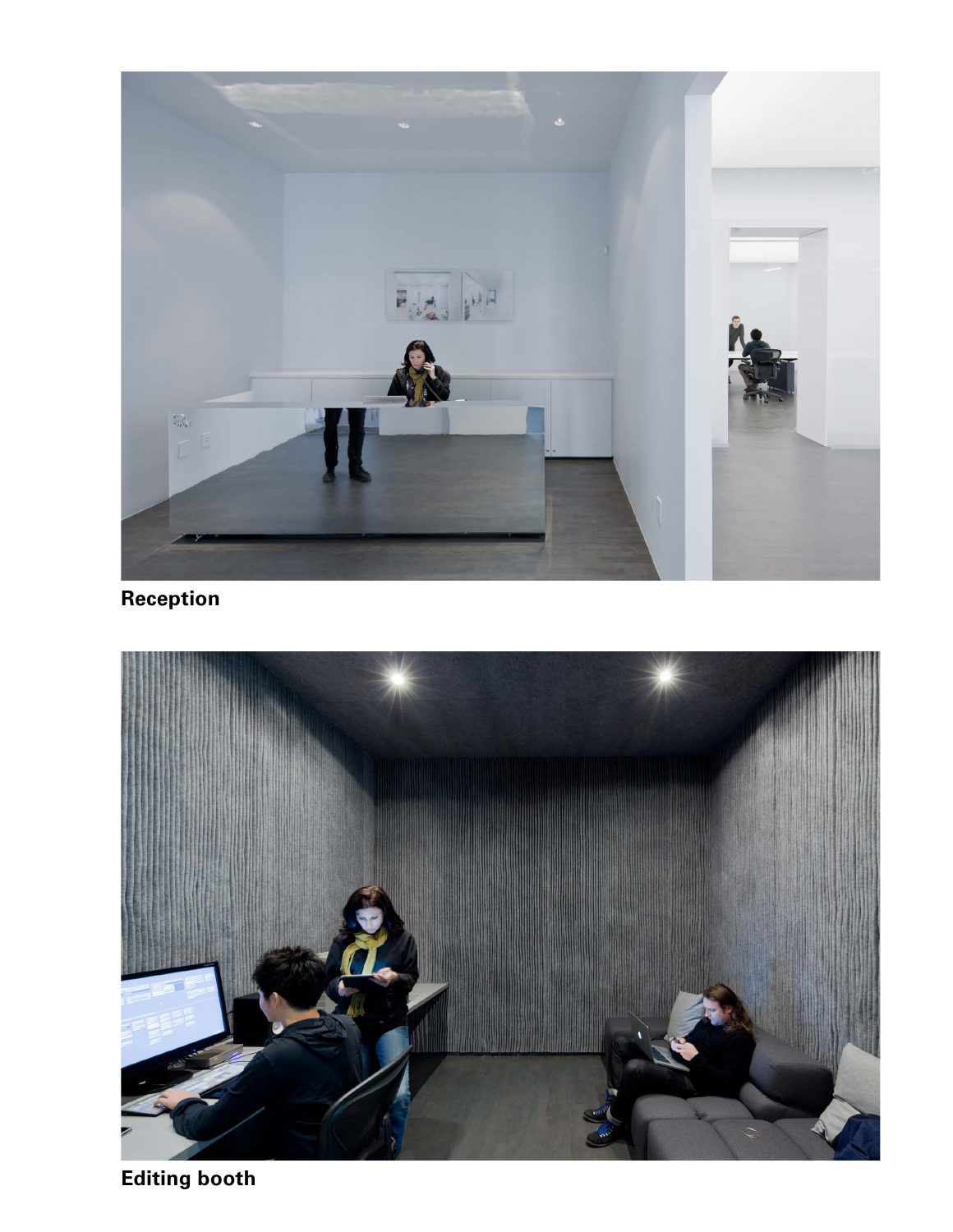**Reception**

**Editing booth**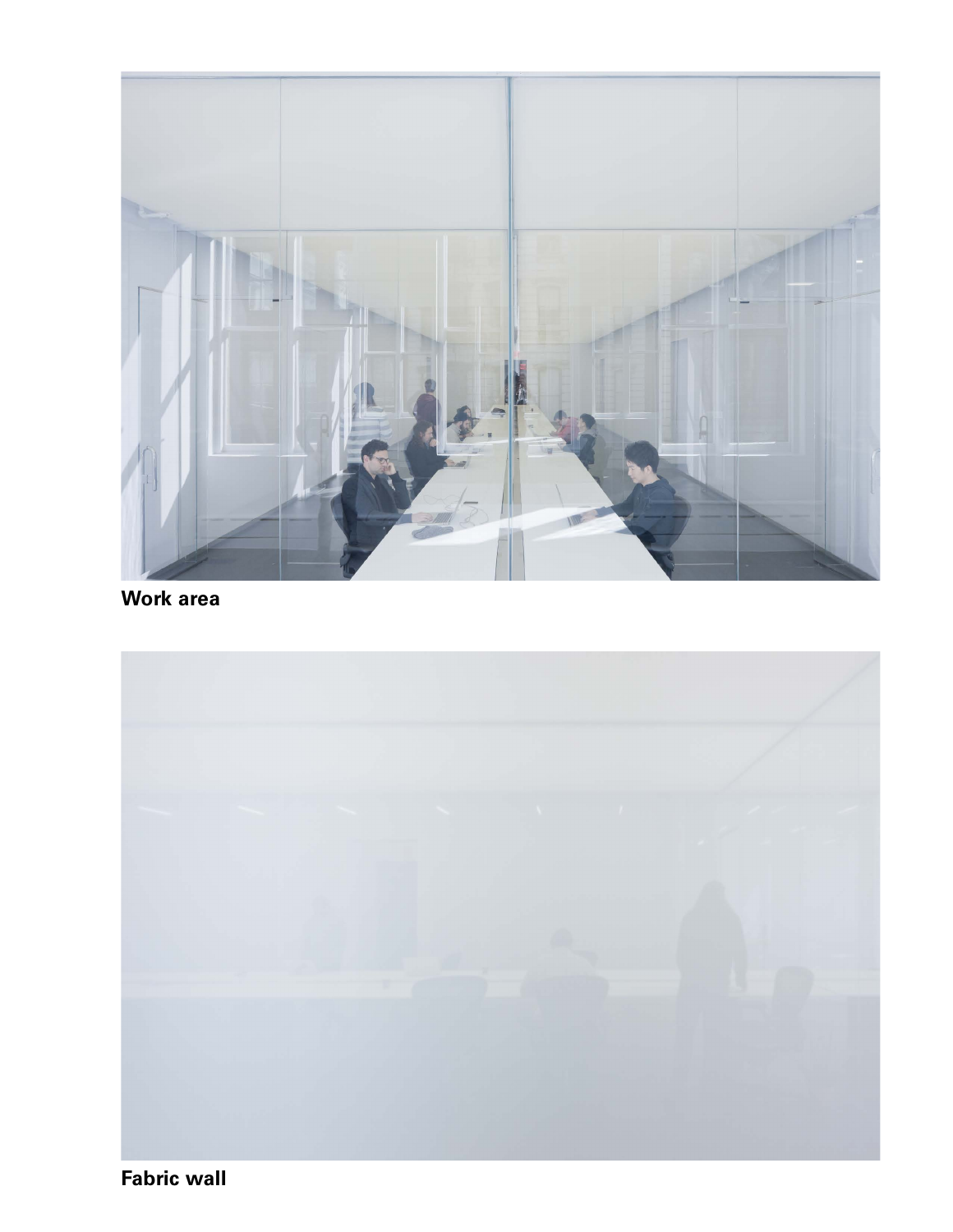**Work area**

**Fabric wall**